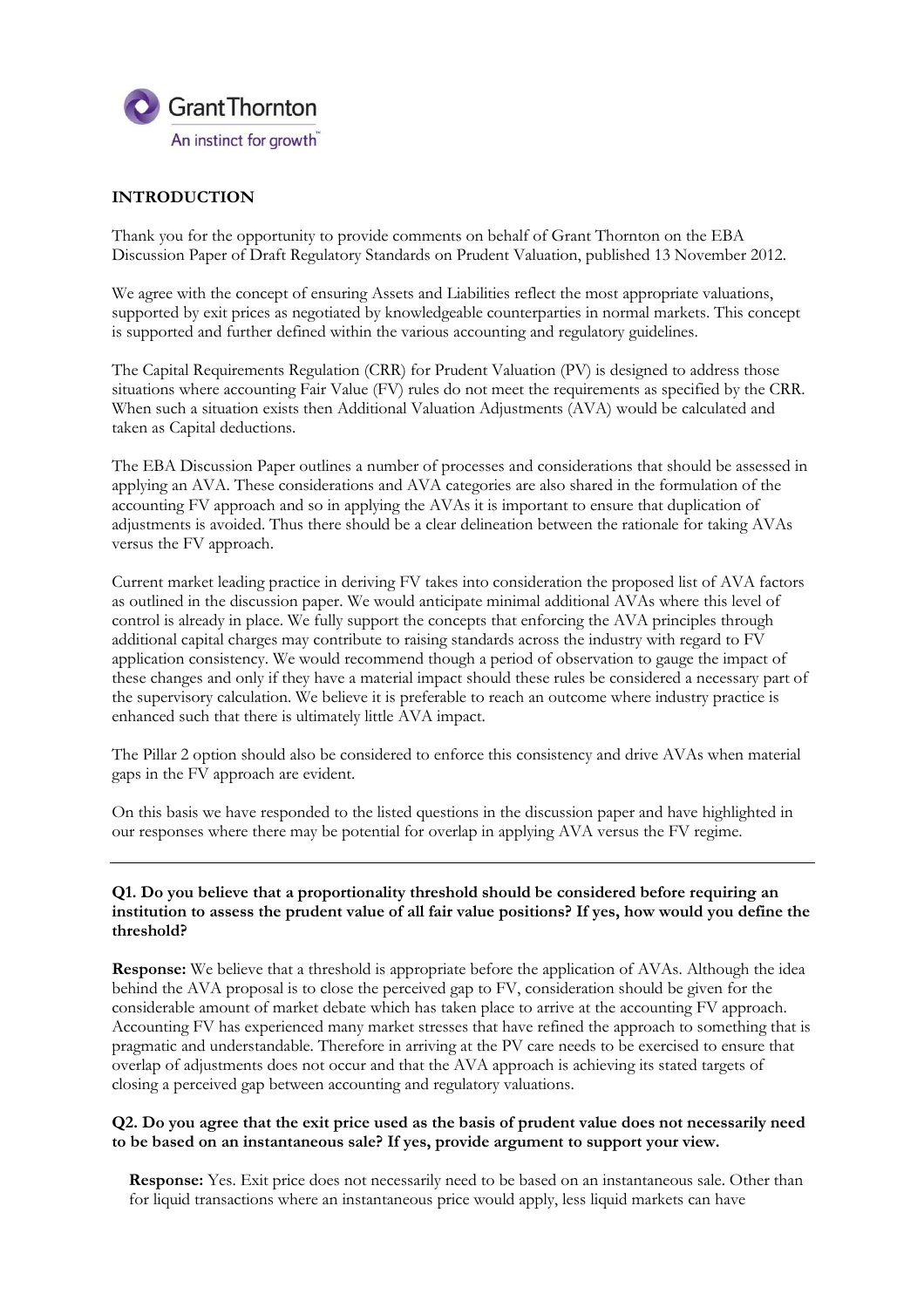## INTRODUCTION

Thank you for the opportunity to provide comments on behalf of Grant Thornton on the EBA Discussion Paper of Draft Regulatory Standards on Prudent Valuation, published 13 November 2012.

We agree with the concept of ensuring Assets and Liabilities reflect the most appropriate valuations, supported by exit prices as negotiated by knowledgeable counterparties in normal markets. This concept is supported and further defined within the various accounting and regulatory guidelines.

The Capital Requirements Regulation (CRR) for Prudent Valuation (PV) is designed to address those situations where accounting Fair Value (FV) rules do not meet the requirements as specified by the CRR. When such a situation exists then Additional Valuation Adjustments (AVA) would be calculated and taken as Capital deductions.

The EBA Discussion Paper outlines a number of processes and considerations that should be assessed in applying an AVA. These considerations and AVA categories are also shared in the formulation of the accounting FV approach and so in applying the AVAs it is important to ensure that duplication of adjustments is avoided. Thus there should be a clear delineation between the rationale for taking AVAs versus the FV approach.

Current market leading practice in deriving FV takes into consideration the proposed list of AVA factors as outlined in the discussion paper. We would anticipate minimal additional AVAs where this level of control is already in place. We fully support the concepts that enforcing the AVA principles through additional capital charges may contribute to raising standards across the industry with regard to FV application consistency. We would recommend though a period of observation to gauge the impact of these changes and only if they have a material impact should these rules be considered a necessary part of the supervisory calculation. We believe it is preferable to reach an outcome where industry practice is enhanced such that there is ultimately little AVA impact.

The Pillar 2 option should also be considered to enforce this consistency and drive AVAs when material gaps in the FV approach are evident.

On this basis we have responded to the listed questions in the discussion paper and have highlighted in our responses where there may be potential for overlap in applying AVA versus the FV regime.

---

**Q1. Do you believe that a proportionality threshold should be considered before requiring an institution to assess the prudent value of all fair value positions? If yes, how would you define the threshold?**

**Response:** We believe that a threshold is appropriate before the application of AVAs. Although the idea behind the AVA proposal is to close the perceived gap to FV, consideration should be given for the considerable amount of market debate which has taken place to arrive at the accounting FV approach. Accounting FV has experienced many market stresses that have refined the approach to something that is pragmatic and understandable. Therefore in arriving at the PV care needs to be exercised to ensure that overlap of adjustments does not occur and that the AVA approach is achieving its stated targets of closing a perceived gap between accounting and regulatory valuations.

**Q2. Do you agree that the exit price used as the basis of prudent value does not necessarily need to be based on an instantaneous sale? If yes, provide argument to support your view.**

**Response:** Yes. Exit price does not necessarily need to be based on an instantaneous sale. Other than for liquid transactions where an instantaneous price would apply, less liquid markets can have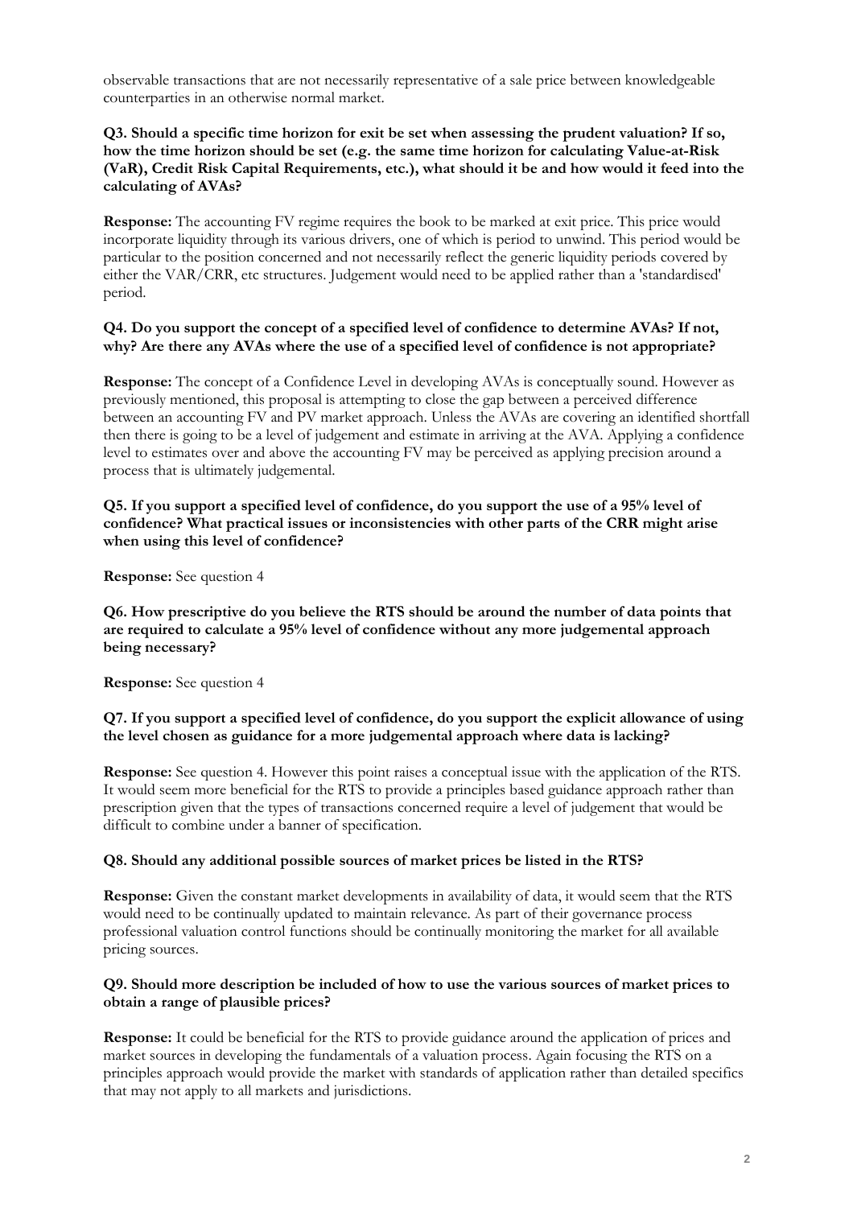observable transactions that are not necessarily representative of a sale price between knowledgeable counterparties in an otherwise normal market.

**Q3. Should a specific time horizon for exit be set when assessing the prudent valuation? If so, how the time horizon should be set (e.g. the same time horizon for calculating Value-at-Risk (VaR), Credit Risk Capital Requirements, etc.), what should it be and how would it feed into the calculating of AVAs?**

**Response:** The accounting FV regime requires the book to be marked at exit price. This price would incorporate liquidity through its various drivers, one of which is period to unwind. This period would be particular to the position concerned and not necessarily reflect the generic liquidity periods covered by either the VAR/CRR, etc structures. Judgement would need to be applied rather than a 'standardised' period.

**Q4. Do you support the concept of a specified level of confidence to determine AVAs? If not, why? Are there any AVAs where the use of a specified level of confidence is not appropriate?**

**Response:** The concept of a Confidence Level in developing AVAs is conceptually sound. However as previously mentioned, this proposal is attempting to close the gap between a perceived difference between an accounting FV and PV market approach. Unless the AVAs are covering an identified shortfall then there is going to be a level of judgement and estimate in arriving at the AVA. Applying a confidence level to estimates over and above the accounting FV may be perceived as applying precision around a process that is ultimately judgemental.

**Q5. If you support a specified level of confidence, do you support the use of a 95% level of confidence? What practical issues or inconsistencies with other parts of the CRR might arise when using this level of confidence?**

**Response:** See question 4

**Q6. How prescriptive do you believe the RTS should be around the number of data points that are required to calculate a 95% level of confidence without any more judgemental approach being necessary?**

**Response:** See question 4

**Q7. If you support a specified level of confidence, do you support the explicit allowance of using the level chosen as guidance for a more judgemental approach where data is lacking?**

**Response:** See question 4. However this point raises a conceptual issue with the application of the RTS. It would seem more beneficial for the RTS to provide a principles based guidance approach rather than prescription given that the types of transactions concerned require a level of judgement that would be difficult to combine under a banner of specification.

**Q8. Should any additional possible sources of market prices be listed in the RTS?**

**Response:** Given the constant market developments in availability of data, it would seem that the RTS would need to be continually updated to maintain relevance. As part of their governance process professional valuation control functions should be continually monitoring the market for all available pricing sources.

**Q9. Should more description be included of how to use the various sources of market prices to obtain a range of plausible prices?**

**Response:** It could be beneficial for the RTS to provide guidance around the application of prices and market sources in developing the fundamentals of a valuation process. Again focusing the RTS on a principles approach would provide the market with standards of application rather than detailed specifics that may not apply to all markets and jurisdictions.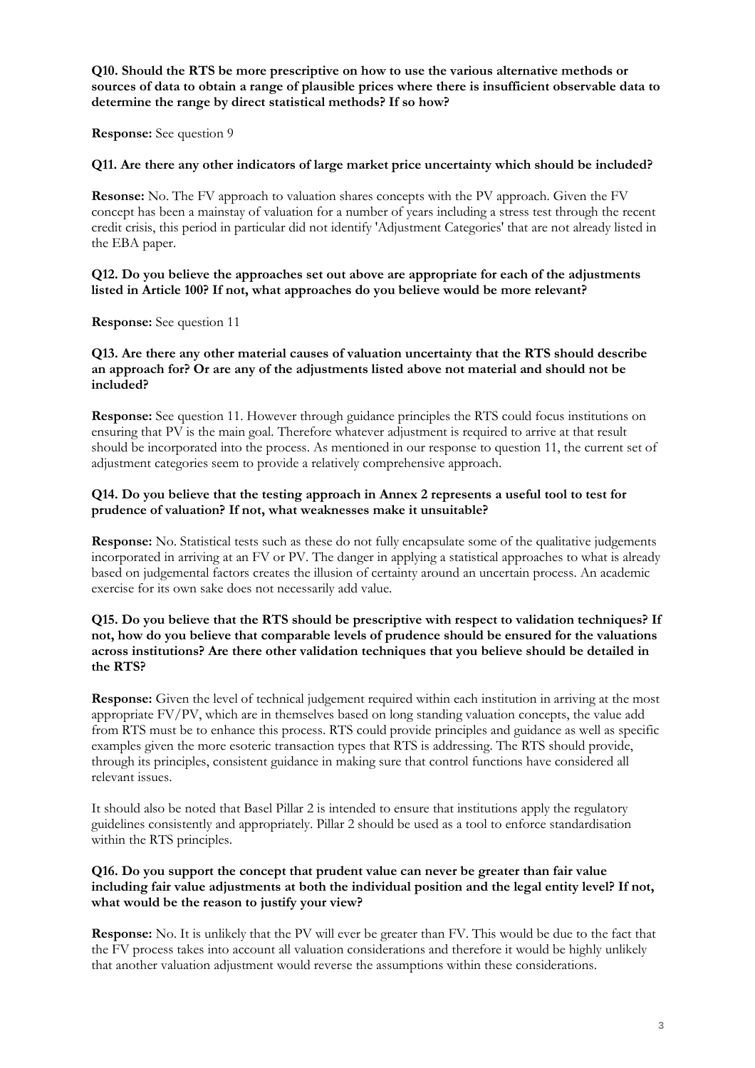**Q10. Should the RTS be more prescriptive on how to use the various alternative methods or sources of data to obtain a range of plausible prices where there is insufficient observable data to determine the range by direct statistical methods? If so how?**

**Response:** See question 9

**Q11. Are there any other indicators of large market price uncertainty which should be included?**

**Resonse:** No. The FV approach to valuation shares concepts with the PV approach. Given the FV concept has been a mainstay of valuation for a number of years including a stress test through the recent credit crisis, this period in particular did not identify 'Adjustment Categories' that are not already listed in the EBA paper.

**Q12. Do you believe the approaches set out above are appropriate for each of the adjustments listed in Article 100? If not, what approaches do you believe would be more relevant?**

**Response:** See question 11

**Q13. Are there any other material causes of valuation uncertainty that the RTS should describe an approach for? Or are any of the adjustments listed above not material and should not be included?**

**Response:** See question 11. However through guidance principles the RTS could focus institutions on ensuring that PV is the main goal. Therefore whatever adjustment is required to arrive at that result should be incorporated into the process. As mentioned in our response to question 11, the current set of adjustment categories seem to provide a relatively comprehensive approach.

**Q14. Do you believe that the testing approach in Annex 2 represents a useful tool to test for prudence of valuation? If not, what weaknesses make it unsuitable?**

**Response:** No. Statistical tests such as these do not fully encapsulate some of the qualitative judgements incorporated in arriving at an FV or PV. The danger in applying a statistical approaches to what is already based on judgemental factors creates the illusion of certainty around an uncertain process. An academic exercise for its own sake does not necessarily add value.

**Q15. Do you believe that the RTS should be prescriptive with respect to validation techniques? If not, how do you believe that comparable levels of prudence should be ensured for the valuations across institutions? Are there other validation techniques that you believe should be detailed in the RTS?**

**Response:** Given the level of technical judgement required within each institution in arriving at the most appropriate FV/PV, which are in themselves based on long standing valuation concepts, the value add from RTS must be to enhance this process. RTS could provide principles and guidance as well as specific examples given the more esoteric transaction types that RTS is addressing. The RTS should provide, through its principles, consistent guidance in making sure that control functions have considered all relevant issues.

It should also be noted that Basel Pillar 2 is intended to ensure that institutions apply the regulatory guidelines consistently and appropriately. Pillar 2 should be used as a tool to enforce standardisation within the RTS principles.

**Q16. Do you support the concept that prudent value can never be greater than fair value including fair value adjustments at both the individual position and the legal entity level? If not, what would be the reason to justify your view?**

**Response:** No. It is unlikely that the PV will ever be greater than FV. This would be due to the fact that the FV process takes into account all valuation considerations and therefore it would be highly unlikely that another valuation adjustment would reverse the assumptions within these considerations.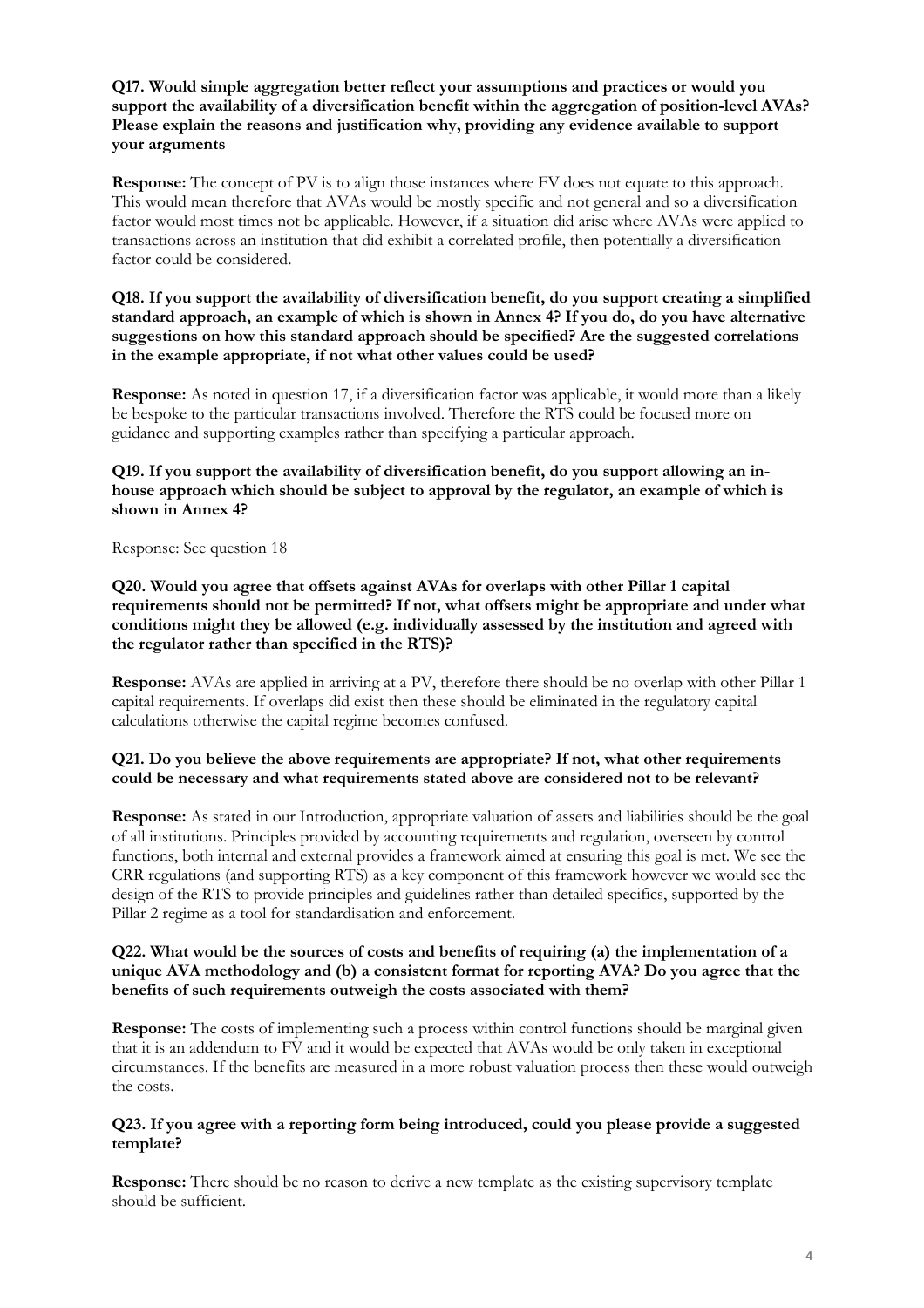**Q17. Would simple aggregation better reflect your assumptions and practices or would you support the availability of a diversification benefit within the aggregation of position-level AVAs? Please explain the reasons and justification why, providing any evidence available to support your arguments**

**Response:** The concept of PV is to align those instances where FV does not equate to this approach. This would mean therefore that AVAs would be mostly specific and not general and so a diversification factor would most times not be applicable. However, if a situation did arise where AVAs were applied to transactions across an institution that did exhibit a correlated profile, then potentially a diversification factor could be considered.

**Q18. If you support the availability of diversification benefit, do you support creating a simplified standard approach, an example of which is shown in Annex 4? If you do, do you have alternative suggestions on how this standard approach should be specified? Are the suggested correlations in the example appropriate, if not what other values could be used?**

**Response:** As noted in question 17, if a diversification factor was applicable, it would more than a likely be bespoke to the particular transactions involved. Therefore the RTS could be focused more on guidance and supporting examples rather than specifying a particular approach.

**Q19. If you support the availability of diversification benefit, do you support allowing an in-house approach which should be subject to approval by the regulator, an example of which is shown in Annex 4?**

Response: See question 18

**Q20. Would you agree that offsets against AVAs for overlaps with other Pillar 1 capital requirements should not be permitted? If not, what offsets might be appropriate and under what conditions might they be allowed (e.g. individually assessed by the institution and agreed with the regulator rather than specified in the RTS)?**

**Response:** AVAs are applied in arriving at a PV, therefore there should be no overlap with other Pillar 1 capital requirements. If overlaps did exist then these should be eliminated in the regulatory capital calculations otherwise the capital regime becomes confused.

**Q21. Do you believe the above requirements are appropriate? If not, what other requirements could be necessary and what requirements stated above are considered not to be relevant?**

**Response:** As stated in our Introduction, appropriate valuation of assets and liabilities should be the goal of all institutions. Principles provided by accounting requirements and regulation, overseen by control functions, both internal and external provides a framework aimed at ensuring this goal is met. We see the CRR regulations (and supporting RTS) as a key component of this framework however we would see the design of the RTS to provide principles and guidelines rather than detailed specifics, supported by the Pillar 2 regime as a tool for standardisation and enforcement.

**Q22. What would be the sources of costs and benefits of requiring (a) the implementation of a unique AVA methodology and (b) a consistent format for reporting AVA? Do you agree that the benefits of such requirements outweigh the costs associated with them?**

**Response:** The costs of implementing such a process within control functions should be marginal given that it is an addendum to FV and it would be expected that AVAs would be only taken in exceptional circumstances. If the benefits are measured in a more robust valuation process then these would outweigh the costs.

**Q23. If you agree with a reporting form being introduced, could you please provide a suggested template?**

**Response:** There should be no reason to derive a new template as the existing supervisory template should be sufficient.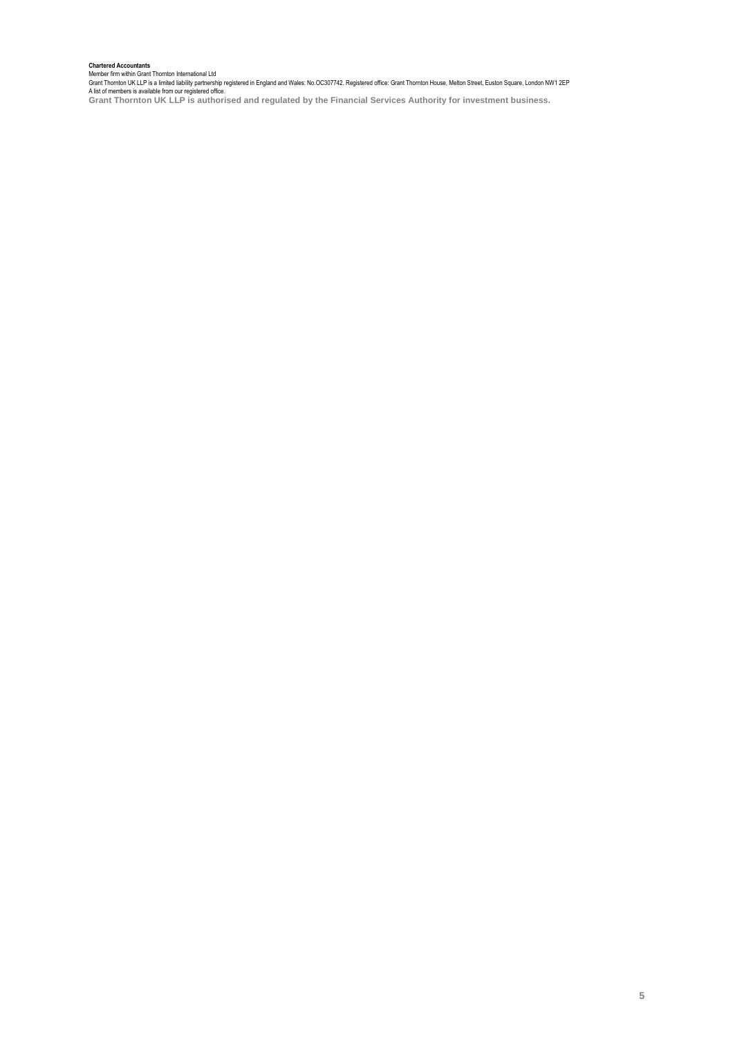**Chartered Accountants**
Member firm within Grant Thornton International Ltd
Grant Thornton UK LLP is a limited liability partnership registered in England and Wales: No.OC307742. Registered office: Grant Thornton House, Melton Street, Euston Square, London NW1 2EP
A list of members is available from our registered office.
**Grant Thornton UK LLP is authorised and regulated by the Financial Services Authority for investment business.**